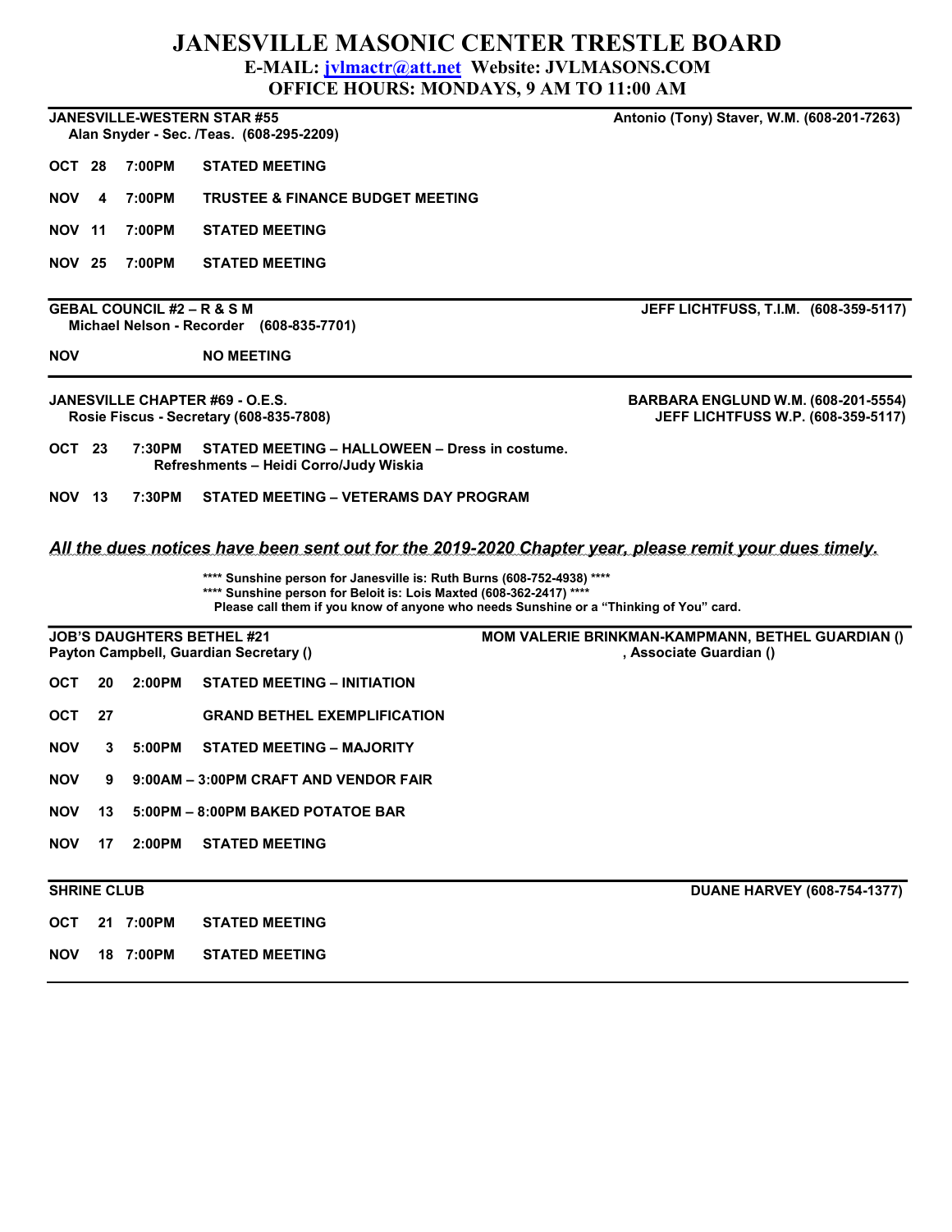# JANESVILLE MASONIC CENTER TRESTLE BOARD

**E-MAIL: jvlmactr@att.net Website: JVLMASONS.COM**

**OFFICE HOURS: MONDAYS, 9 AM TO 11:00 AM**

---

**JANESVILLE-WESTERN STAR #55** — **Antonio (Tony) Staver, W.M. (608-201-7263)**

**Alan Snyder - Sec. /Teas. (608-295-2209)**

**OCT 28 7:00PM STATED MEETING**

**NOV 4 7:00PM TRUSTEE & FINANCE BUDGET MEETING**

**NOV 11 7:00PM STATED MEETING**

**NOV 25 7:00PM STATED MEETING**

---

**GEBAL COUNCIL #2 – R & S M** — **JEFF LICHTFUSS, T.I.M. (608-359-5117)**

**Michael Nelson - Recorder (608-835-7701)**

**NOV NO MEETING**

---

**JANESVILLE CHAPTER #69 - O.E.S.** — **BARBARA ENGLUND W.M. (608-201-5554)**

**Rosie Fiscus - Secretary (608-835-7808)** — **JEFF LICHTFUSS W.P. (608-359-5117)**

**OCT 23 7:30PM STATED MEETING – HALLOWEEN – Dress in costume.**
**Refreshments – Heidi Corro/Judy Wiskia**

**NOV 13 7:30PM STATED MEETING – VETERAMS DAY PROGRAM**

***All the dues notices have been sent out for the 2019-2020 Chapter year, please remit your dues timely.***

**\*\*\*\* Sunshine person for Janesville is: Ruth Burns (608-752-4938) \*\*\*\***
**\*\*\*\* Sunshine person for Beloit is: Lois Maxted (608-362-2417) \*\*\*\***
**Please call them if you know of anyone who needs Sunshine or a "Thinking of You" card.**

---

**JOB'S DAUGHTERS BETHEL #21** — **MOM VALERIE BRINKMAN-KAMPMANN, BETHEL GUARDIAN ()**

**Payton Campbell, Guardian Secretary ()** — **, Associate Guardian ()**

**OCT 20 2:00PM STATED MEETING – INITIATION**

**OCT 27 GRAND BETHEL EXEMPLIFICATION**

**NOV 3 5:00PM STATED MEETING – MAJORITY**

**NOV 9 9:00AM – 3:00PM CRAFT AND VENDOR FAIR**

**NOV 13 5:00PM – 8:00PM BAKED POTATOE BAR**

**NOV 17 2:00PM STATED MEETING**

---

**SHRINE CLUB** — **DUANE HARVEY (608-754-1377)**

**OCT 21 7:00PM STATED MEETING**

**NOV 18 7:00PM STATED MEETING**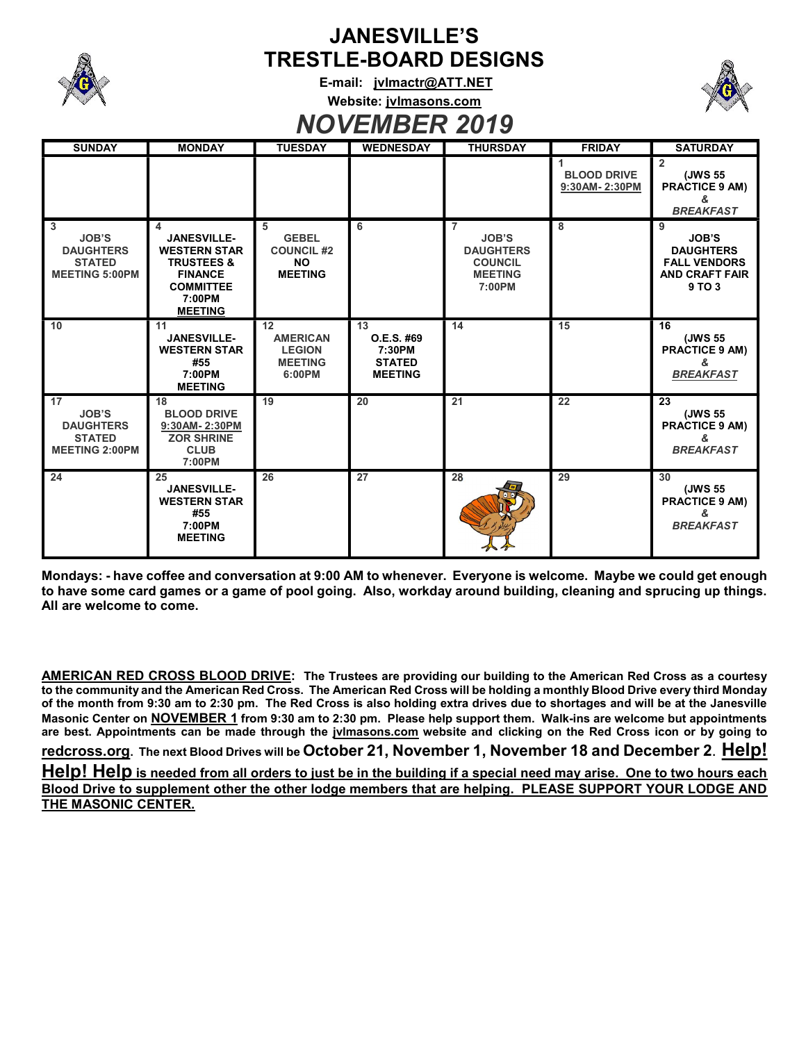# JANESVILLE'S TRESTLE-BOARD DESIGNS

**E-mail: jvlmactr@ATT.NET**

**Website: jvlmasons.com**

## *NOVEMBER 2019*

| SUNDAY | MONDAY | TUESDAY | WEDNESDAY | THURSDAY | FRIDAY | SATURDAY |
|---|---|---|---|---|---|---|
| | | | | | 1 BLOOD DRIVE 9:30AM- 2:30PM | 2 (JWS 55 PRACTICE 9 AM) & *BREAKFAST* |
| 3 JOB'S DAUGHTERS STATED MEETING 5:00PM | 4 JANESVILLE-WESTERN STAR TRUSTEES & FINANCE COMMITTEE 7:00PM MEETING | 5 GEBEL COUNCIL #2 NO MEETING | 6 | 7 JOB'S DAUGHTERS COUNCIL MEETING 7:00PM | 8 | 9 JOB'S DAUGHTERS FALL VENDORS AND CRAFT FAIR 9 TO 3 |
| 10 | 11 JANESVILLE-WESTERN STAR #55 7:00PM MEETING | 12 AMERICAN LEGION MEETING 6:00PM | 13 O.E.S. #69 7:30PM STATED MEETING | 14 | 15 | 16 (JWS 55 PRACTICE 9 AM) & *BREAKFAST* |
| 17 JOB'S DAUGHTERS STATED MEETING 2:00PM | 18 BLOOD DRIVE 9:30AM- 2:30PM ZOR SHRINE CLUB 7:00PM | 19 | 20 | 21 | 22 | 23 (JWS 55 PRACTICE 9 AM) & *BREAKFAST* |
| 24 | 25 JANESVILLE-WESTERN STAR #55 7:00PM MEETING | 26 | 27 | 28 | 29 | 30 (JWS 55 PRACTICE 9 AM) & *BREAKFAST* |

**Mondays: - have coffee and conversation at 9:00 AM to whenever. Everyone is welcome. Maybe we could get enough to have some card games or a game of pool going. Also, workday around building, cleaning and sprucing up things. All are welcome to come.**

**AMERICAN RED CROSS BLOOD DRIVE: The Trustees are providing our building to the American Red Cross as a courtesy to the community and the American Red Cross. The American Red Cross will be holding a monthly Blood Drive every third Monday of the month from 9:30 am to 2:30 pm. The Red Cross is also holding extra drives due to shortages and will be at the Janesville Masonic Center on NOVEMBER 1 from 9:30 am to 2:30 pm. Please help support them. Walk-ins are welcome but appointments are best. Appointments can be made through the jvlmasons.com website and clicking on the Red Cross icon or by going to redcross.org. The next Blood Drives will be October 21, November 1, November 18 and December 2. Help! Help! Help is needed from all orders to just be in the building if a special need may arise. One to two hours each Blood Drive to supplement other the other lodge members that are helping. PLEASE SUPPORT YOUR LODGE AND THE MASONIC CENTER.**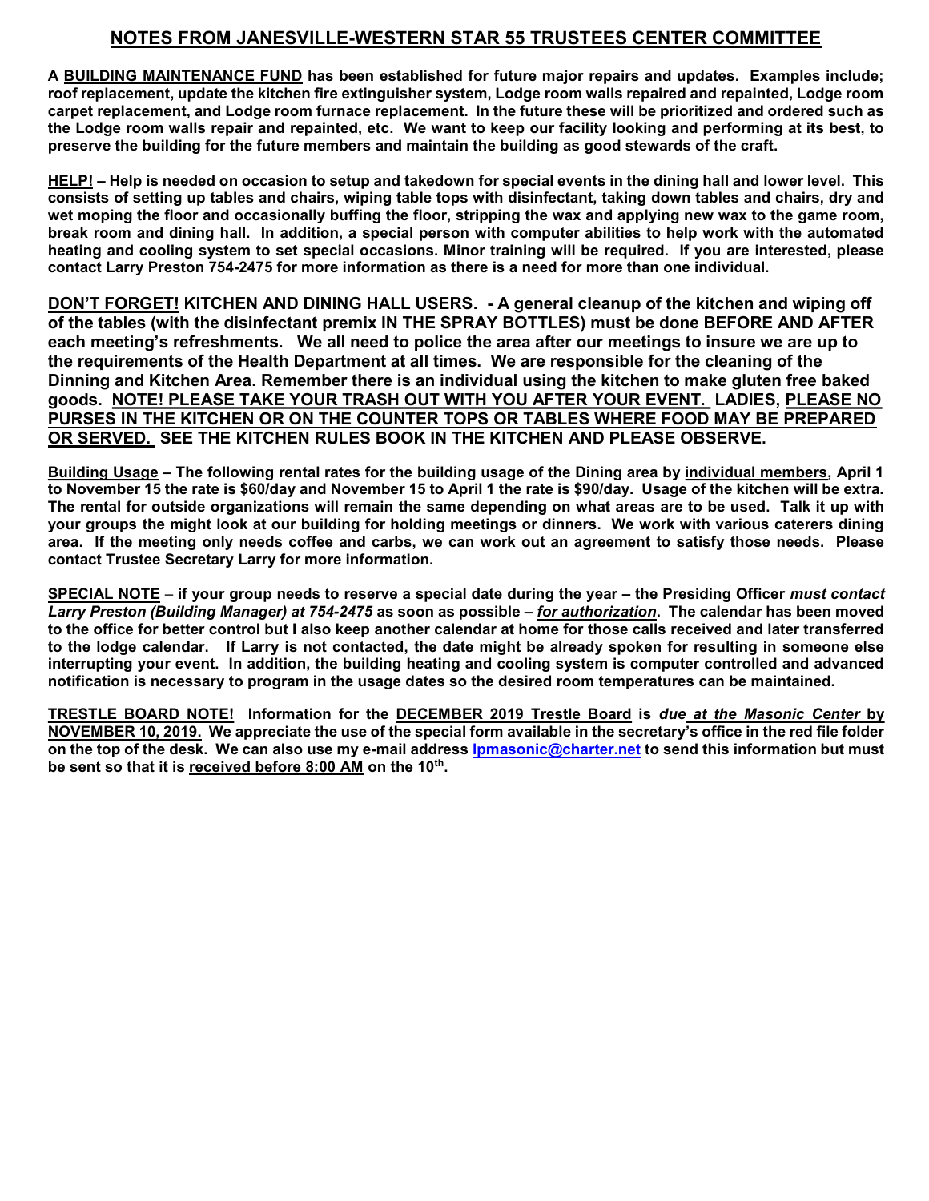## NOTES FROM JANESVILLE-WESTERN STAR 55 TRUSTEES CENTER COMMITTEE

**A <u>BUILDING MAINTENANCE FUND</u> has been established for future major repairs and updates. Examples include; roof replacement, update the kitchen fire extinguisher system, Lodge room walls repaired and repainted, Lodge room carpet replacement, and Lodge room furnace replacement. In the future these will be prioritized and ordered such as the Lodge room walls repair and repainted, etc. We want to keep our facility looking and performing at its best, to preserve the building for the future members and maintain the building as good stewards of the craft.**

**<u>HELP!</u> – Help is needed on occasion to setup and takedown for special events in the dining hall and lower level. This consists of setting up tables and chairs, wiping table tops with disinfectant, taking down tables and chairs, dry and wet moping the floor and occasionally buffing the floor, stripping the wax and applying new wax to the game room, break room and dining hall. In addition, a special person with computer abilities to help work with the automated heating and cooling system to set special occasions. Minor training will be required. If you are interested, please contact Larry Preston 754-2475 for more information as there is a need for more than one individual.**

**<u>DON'T FORGET!</u> KITCHEN AND DINING HALL USERS. - A general cleanup of the kitchen and wiping off of the tables (with the disinfectant premix IN THE SPRAY BOTTLES) must be done BEFORE AND AFTER each meeting's refreshments. We all need to police the area after our meetings to insure we are up to the requirements of the Health Department at all times. We are responsible for the cleaning of the Dinning and Kitchen Area. Remember there is an individual using the kitchen to make gluten free baked goods. <u>NOTE! PLEASE TAKE YOUR TRASH OUT WITH YOU AFTER YOUR EVENT.</u> LADIES, <u>PLEASE NO PURSES IN THE KITCHEN OR ON THE COUNTER TOPS OR TABLES WHERE FOOD MAY BE PREPARED OR SERVED.</u> SEE THE KITCHEN RULES BOOK IN THE KITCHEN AND PLEASE OBSERVE.**

**<u>Building Usage</u> – The following rental rates for the building usage of the Dining area by <u>individual members</u>, April 1 to November 15 the rate is $60/day and November 15 to April 1 the rate is $90/day. Usage of the kitchen will be extra. The rental for outside organizations will remain the same depending on what areas are to be used. Talk it up with your groups the might look at our building for holding meetings or dinners. We work with various caterers dining area. If the meeting only needs coffee and carbs, we can work out an agreement to satisfy those needs. Please contact Trustee Secretary Larry for more information.**

**<u>SPECIAL NOTE</u> – if your group needs to reserve a special date during the year – the Presiding Officer *must contact Larry Preston (Building Manager) at 754-2475* as soon as possible – *<u>for authorization</u>*. The calendar has been moved to the office for better control but I also keep another calendar at home for those calls received and later transferred to the lodge calendar. If Larry is not contacted, the date might be already spoken for resulting in someone else interrupting your event. In addition, the building heating and cooling system is computer controlled and advanced notification is necessary to program in the usage dates so the desired room temperatures can be maintained.**

**<u>TRESTLE BOARD NOTE!</u> Information for the <u>DECEMBER 2019 Trestle Board</u> is *due <u>at the Masonic Center</u>* by <u>NOVEMBER 10, 2019.</u> We appreciate the use of the special form available in the secretary's office in the red file folder on the top of the desk. We can also use my e-mail address <u>lpmasonic@charter.net</u> to send this information but must be sent so that it is <u>received before 8:00 AM</u> on the 10th.**